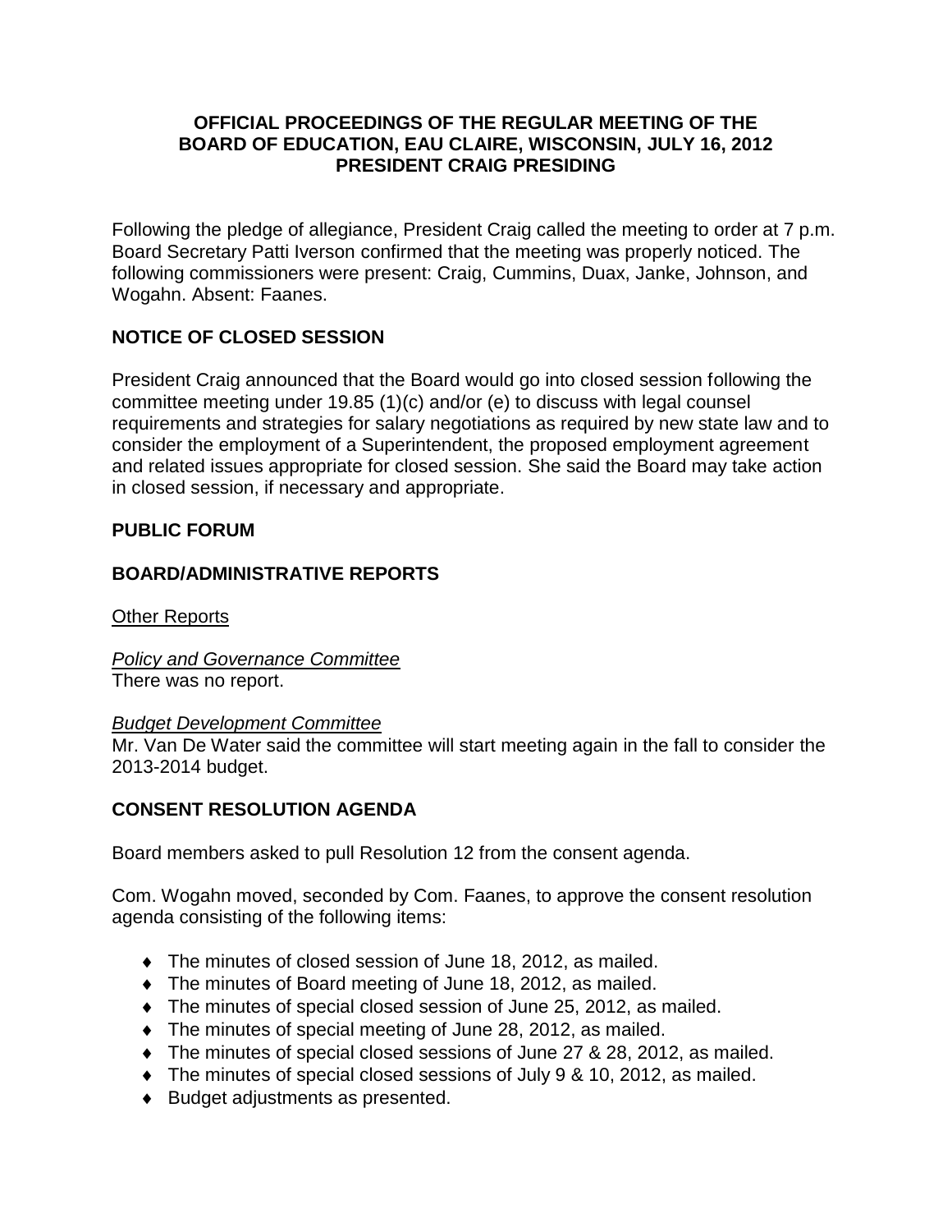# OFFICIAL PROCEEDINGS OF THE REGULAR MEETING OF THE BOARD OF EDUCATION, EAU CLAIRE, WISCONSIN, JULY 16, 2012
## PRESIDENT CRAIG PRESIDING

Following the pledge of allegiance, President Craig called the meeting to order at 7 p.m. Board Secretary Patti Iverson confirmed that the meeting was properly noticed. The following commissioners were present: Craig, Cummins, Duax, Janke, Johnson, and Wogahn. Absent: Faanes.

## NOTICE OF CLOSED SESSION

President Craig announced that the Board would go into closed session following the committee meeting under 19.85 (1)(c) and/or (e) to discuss with legal counsel requirements and strategies for salary negotiations as required by new state law and to consider the employment of a Superintendent, the proposed employment agreement and related issues appropriate for closed session. She said the Board may take action in closed session, if necessary and appropriate.

## PUBLIC FORUM

## BOARD/ADMINISTRATIVE REPORTS

Other Reports

*Policy and Governance Committee*
There was no report.

*Budget Development Committee*
Mr. Van De Water said the committee will start meeting again in the fall to consider the 2013-2014 budget.

## CONSENT RESOLUTION AGENDA

Board members asked to pull Resolution 12 from the consent agenda.

Com. Wogahn moved, seconded by Com. Faanes, to approve the consent resolution agenda consisting of the following items:

- The minutes of closed session of June 18, 2012, as mailed.
- The minutes of Board meeting of June 18, 2012, as mailed.
- The minutes of special closed session of June 25, 2012, as mailed.
- The minutes of special meeting of June 28, 2012, as mailed.
- The minutes of special closed sessions of June 27 & 28, 2012, as mailed.
- The minutes of special closed sessions of July 9 & 10, 2012, as mailed.
- Budget adjustments as presented.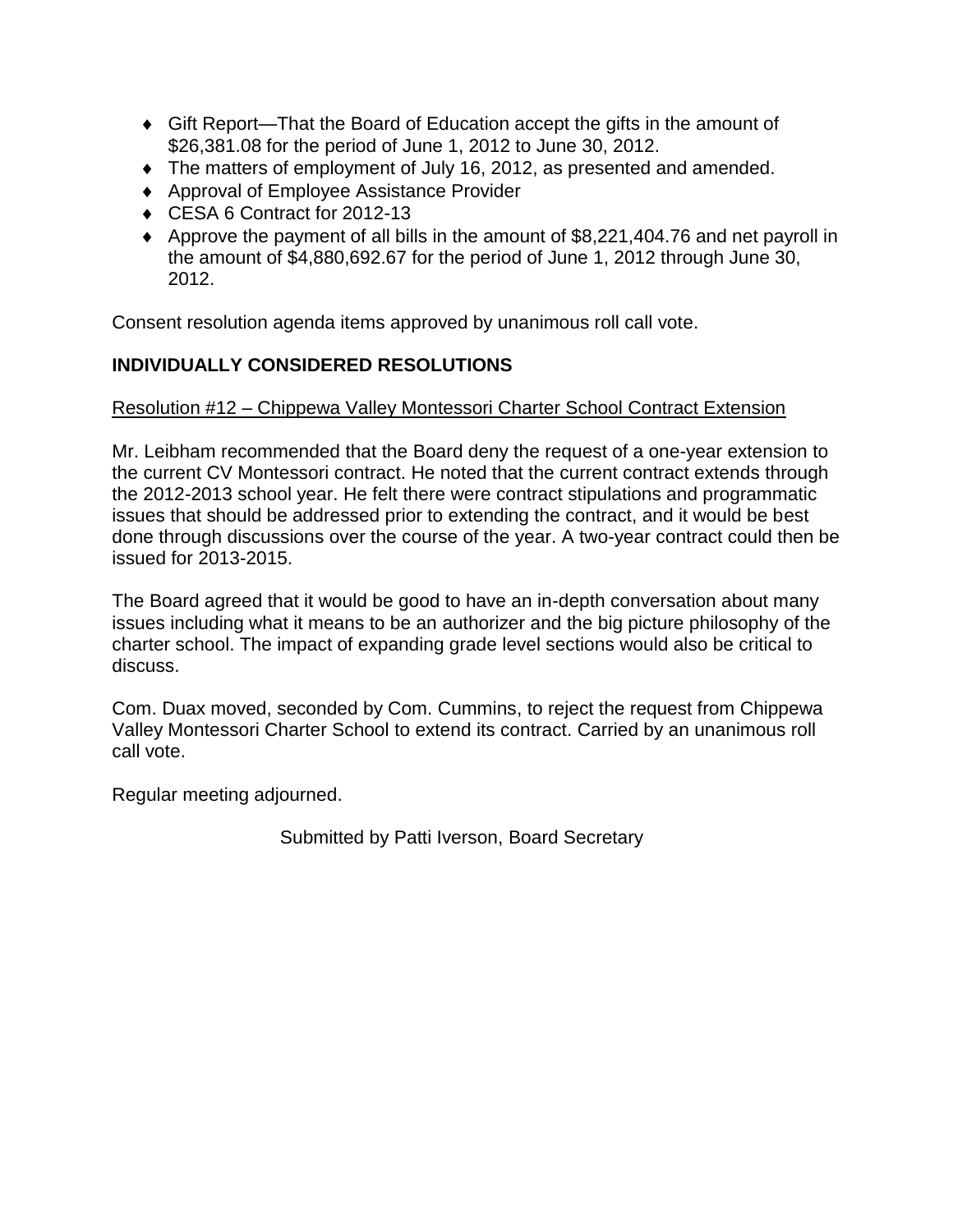- Gift Report—That the Board of Education accept the gifts in the amount of $26,381.08 for the period of June 1, 2012 to June 30, 2012.
- The matters of employment of July 16, 2012, as presented and amended.
- Approval of Employee Assistance Provider
- CESA 6 Contract for 2012-13
- Approve the payment of all bills in the amount of $8,221,404.76 and net payroll in the amount of $4,880,692.67 for the period of June 1, 2012 through June 30, 2012.

Consent resolution agenda items approved by unanimous roll call vote.

**INDIVIDUALLY CONSIDERED RESOLUTIONS**

<u>Resolution #12 – Chippewa Valley Montessori Charter School Contract Extension</u>

Mr. Leibham recommended that the Board deny the request of a one-year extension to the current CV Montessori contract. He noted that the current contract extends through the 2012-2013 school year. He felt there were contract stipulations and programmatic issues that should be addressed prior to extending the contract, and it would be best done through discussions over the course of the year. A two-year contract could then be issued for 2013-2015.

The Board agreed that it would be good to have an in-depth conversation about many issues including what it means to be an authorizer and the big picture philosophy of the charter school. The impact of expanding grade level sections would also be critical to discuss.

Com. Duax moved, seconded by Com. Cummins, to reject the request from Chippewa Valley Montessori Charter School to extend its contract. Carried by an unanimous roll call vote.

Regular meeting adjourned.

Submitted by Patti Iverson, Board Secretary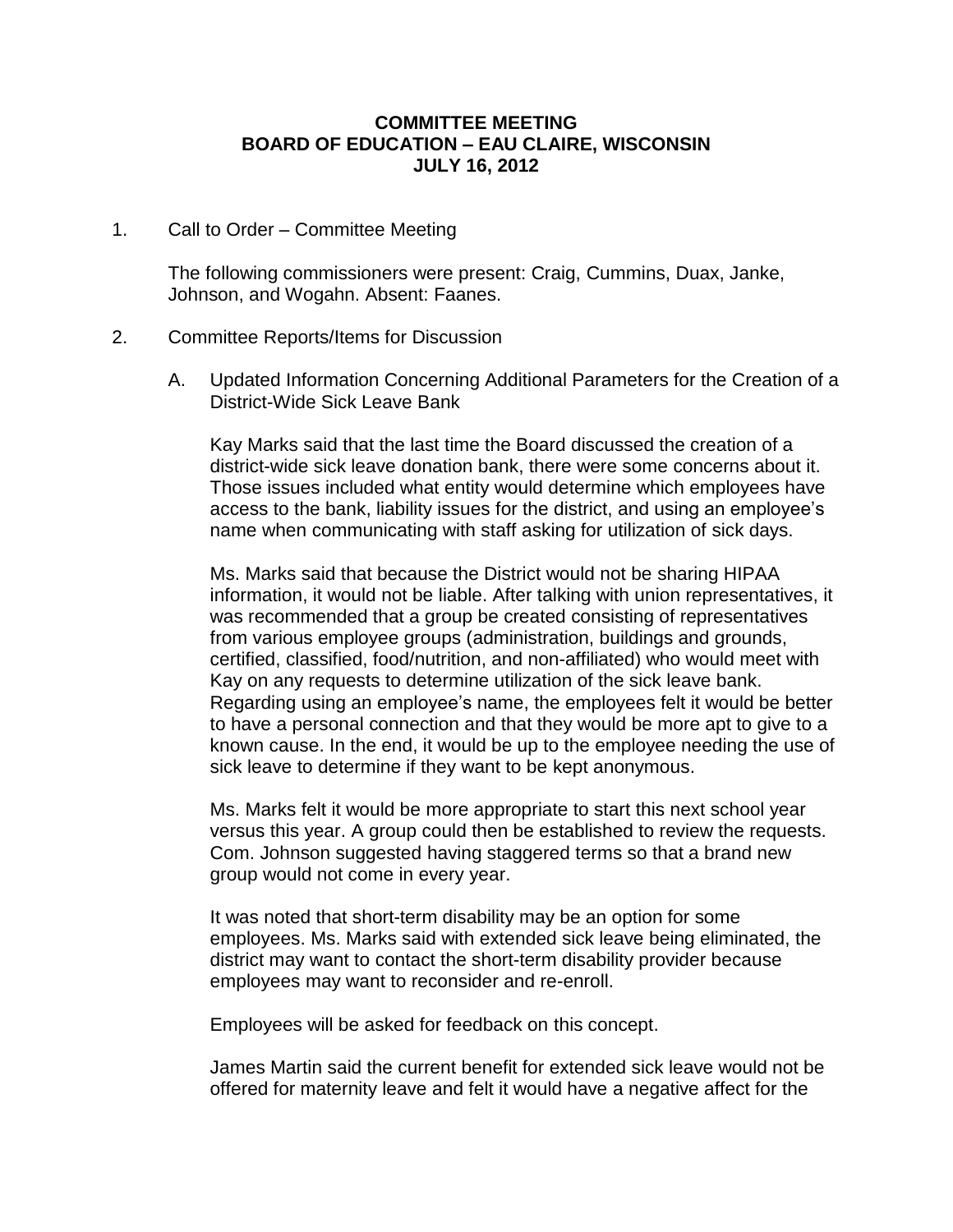**COMMITTEE MEETING**
**BOARD OF EDUCATION – EAU CLAIRE, WISCONSIN**
**JULY 16, 2012**

1. Call to Order – Committee Meeting

   The following commissioners were present: Craig, Cummins, Duax, Janke, Johnson, and Wogahn. Absent: Faanes.

2. Committee Reports/Items for Discussion

   A. Updated Information Concerning Additional Parameters for the Creation of a District-Wide Sick Leave Bank

      Kay Marks said that the last time the Board discussed the creation of a district-wide sick leave donation bank, there were some concerns about it. Those issues included what entity would determine which employees have access to the bank, liability issues for the district, and using an employee's name when communicating with staff asking for utilization of sick days.

      Ms. Marks said that because the District would not be sharing HIPAA information, it would not be liable. After talking with union representatives, it was recommended that a group be created consisting of representatives from various employee groups (administration, buildings and grounds, certified, classified, food/nutrition, and non-affiliated) who would meet with Kay on any requests to determine utilization of the sick leave bank. Regarding using an employee's name, the employees felt it would be better to have a personal connection and that they would be more apt to give to a known cause. In the end, it would be up to the employee needing the use of sick leave to determine if they want to be kept anonymous.

      Ms. Marks felt it would be more appropriate to start this next school year versus this year. A group could then be established to review the requests. Com. Johnson suggested having staggered terms so that a brand new group would not come in every year.

      It was noted that short-term disability may be an option for some employees. Ms. Marks said with extended sick leave being eliminated, the district may want to contact the short-term disability provider because employees may want to reconsider and re-enroll.

      Employees will be asked for feedback on this concept.

      James Martin said the current benefit for extended sick leave would not be offered for maternity leave and felt it would have a negative affect for the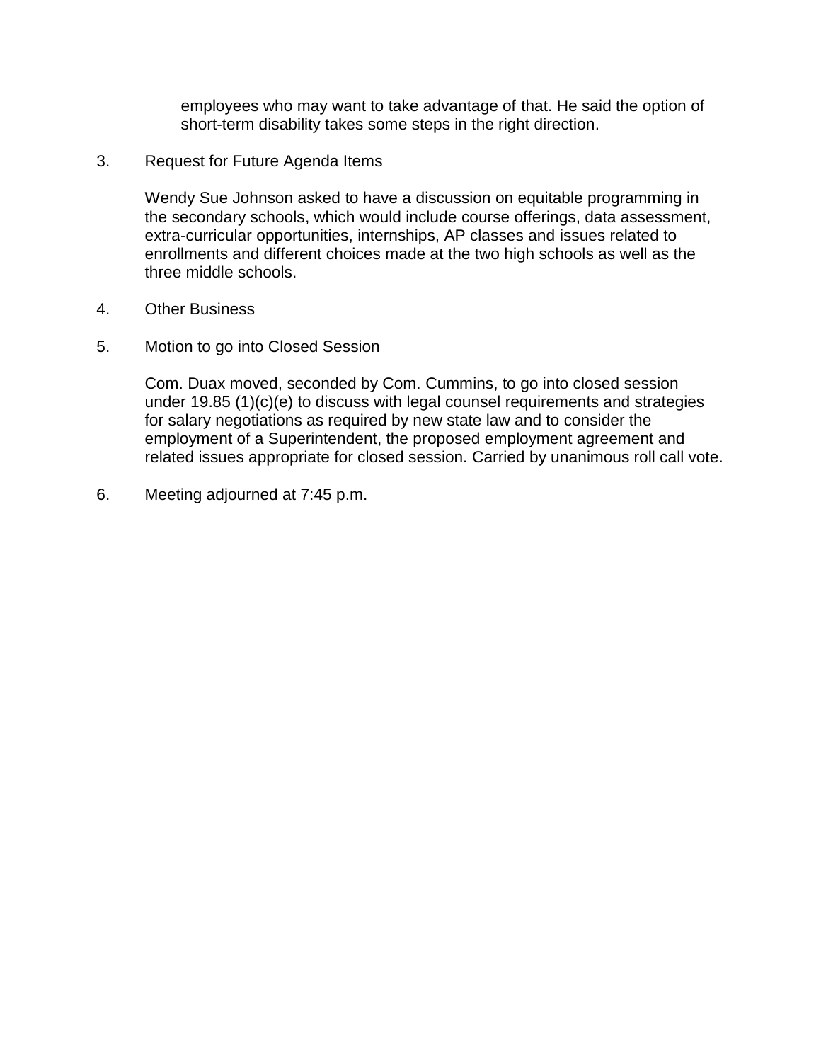employees who may want to take advantage of that. He said the option of short-term disability takes some steps in the right direction.

3. Request for Future Agenda Items

   Wendy Sue Johnson asked to have a discussion on equitable programming in the secondary schools, which would include course offerings, data assessment, extra-curricular opportunities, internships, AP classes and issues related to enrollments and different choices made at the two high schools as well as the three middle schools.

4. Other Business

5. Motion to go into Closed Session

   Com. Duax moved, seconded by Com. Cummins, to go into closed session under 19.85 (1)(c)(e) to discuss with legal counsel requirements and strategies for salary negotiations as required by new state law and to consider the employment of a Superintendent, the proposed employment agreement and related issues appropriate for closed session. Carried by unanimous roll call vote.

6. Meeting adjourned at 7:45 p.m.